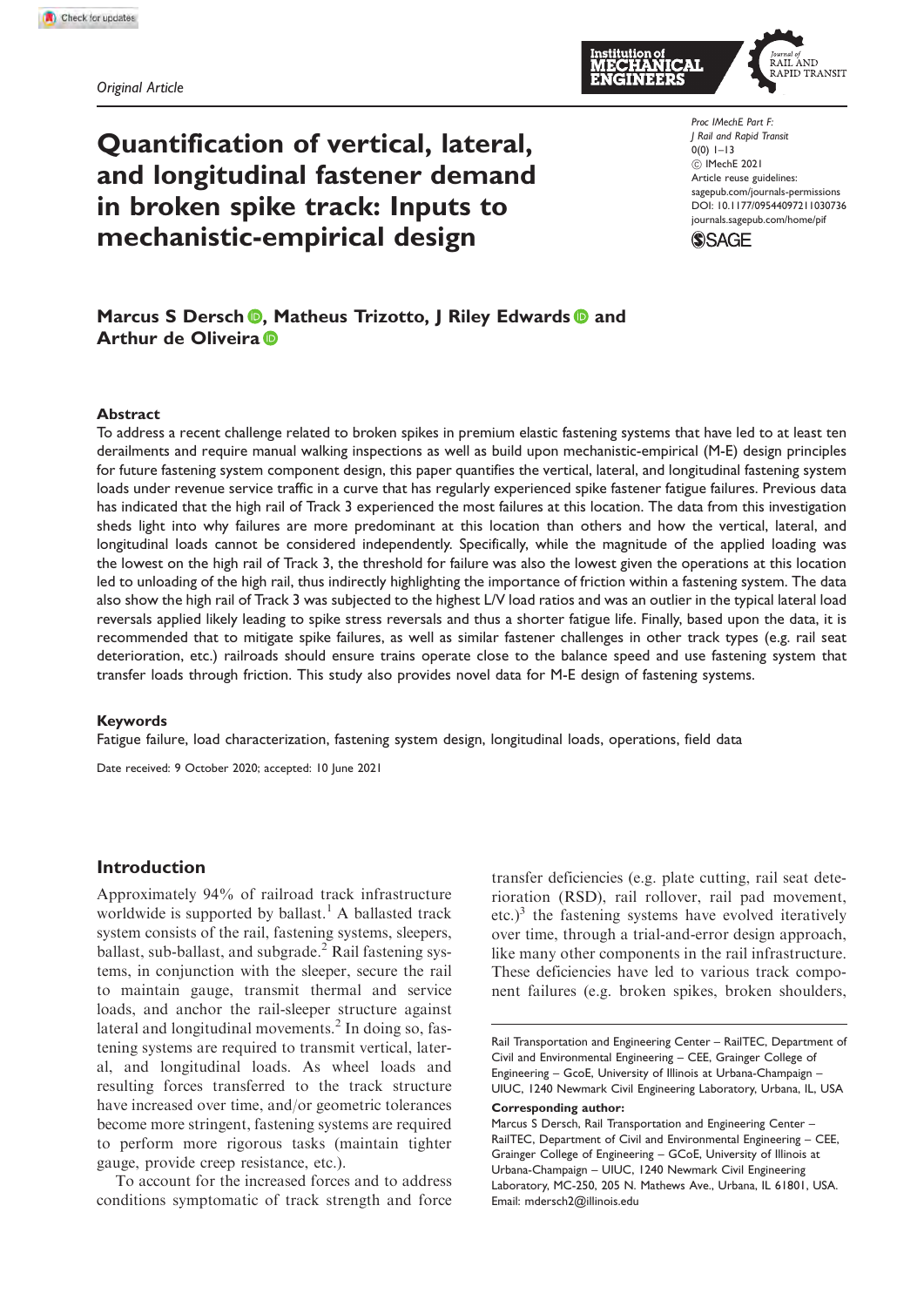*Original Article*

# Quantification of vertical, lateral, and longitudinal fastener demand in broken spike track: Inputs to mechanistic-empirical design

Proc IMechE Part F:
J Rail and Rapid Transit
0(0) 1–13
© IMechE 2021
Article reuse guidelines:
sagepub.com/journals-permissions
DOI: 10.1177/09544097211030736
journals.sagepub.com/home/pif

**Marcus S Dersch, Matheus Trizotto, J Riley Edwards and Arthur de Oliveira**

## Abstract

To address a recent challenge related to broken spikes in premium elastic fastening systems that have led to at least ten derailments and require manual walking inspections as well as build upon mechanistic-empirical (M-E) design principles for future fastening system component design, this paper quantifies the vertical, lateral, and longitudinal fastening system loads under revenue service traffic in a curve that has regularly experienced spike fastener fatigue failures. Previous data has indicated that the high rail of Track 3 experienced the most failures at this location. The data from this investigation sheds light into why failures are more predominant at this location than others and how the vertical, lateral, and longitudinal loads cannot be considered independently. Specifically, while the magnitude of the applied loading was the lowest on the high rail of Track 3, the threshold for failure was also the lowest given the operations at this location led to unloading of the high rail, thus indirectly highlighting the importance of friction within a fastening system. The data also show the high rail of Track 3 was subjected to the highest L/V load ratios and was an outlier in the typical lateral load reversals applied likely leading to spike stress reversals and thus a shorter fatigue life. Finally, based upon the data, it is recommended that to mitigate spike failures, as well as similar fastener challenges in other track types (e.g. rail seat deterioration, etc.) railroads should ensure trains operate close to the balance speed and use fastening system that transfer loads through friction. This study also provides novel data for M-E design of fastening systems.

### Keywords

Fatigue failure, load characterization, fastening system design, longitudinal loads, operations, field data

Date received: 9 October 2020; accepted: 10 June 2021

## Introduction

Approximately 94% of railroad track infrastructure worldwide is supported by ballast.[1] A ballasted track system consists of the rail, fastening systems, sleepers, ballast, sub-ballast, and subgrade.[2] Rail fastening systems, in conjunction with the sleeper, secure the rail to maintain gauge, transmit thermal and service loads, and anchor the rail-sleeper structure against lateral and longitudinal movements.[2] In doing so, fastening systems are required to transmit vertical, lateral, and longitudinal loads. As wheel loads and resulting forces transferred to the track structure have increased over time, and/or geometric tolerances become more stringent, fastening systems are required to perform more rigorous tasks (maintain tighter gauge, provide creep resistance, etc.).

To account for the increased forces and to address conditions symptomatic of track strength and force transfer deficiencies (e.g. plate cutting, rail seat deterioration (RSD), rail rollover, rail pad movement, etc.)[3] the fastening systems have evolved iteratively over time, through a trial-and-error design approach, like many other components in the rail infrastructure. These deficiencies have led to various track component failures (e.g. broken spikes, broken shoulders,

Rail Transportation and Engineering Center – RailTEC, Department of Civil and Environmental Engineering – CEE, Grainger College of Engineering – GcoE, University of Illinois at Urbana-Champaign – UIUC, 1240 Newmark Civil Engineering Laboratory, Urbana, IL, USA

**Corresponding author:**
Marcus S Dersch, Rail Transportation and Engineering Center – RailTEC, Department of Civil and Environmental Engineering – CEE, Grainger College of Engineering – GCoE, University of Illinois at Urbana-Champaign – UIUC, 1240 Newmark Civil Engineering Laboratory, MC-250, 205 N. Mathews Ave., Urbana, IL 61801, USA.
Email: mdersch2@illinois.edu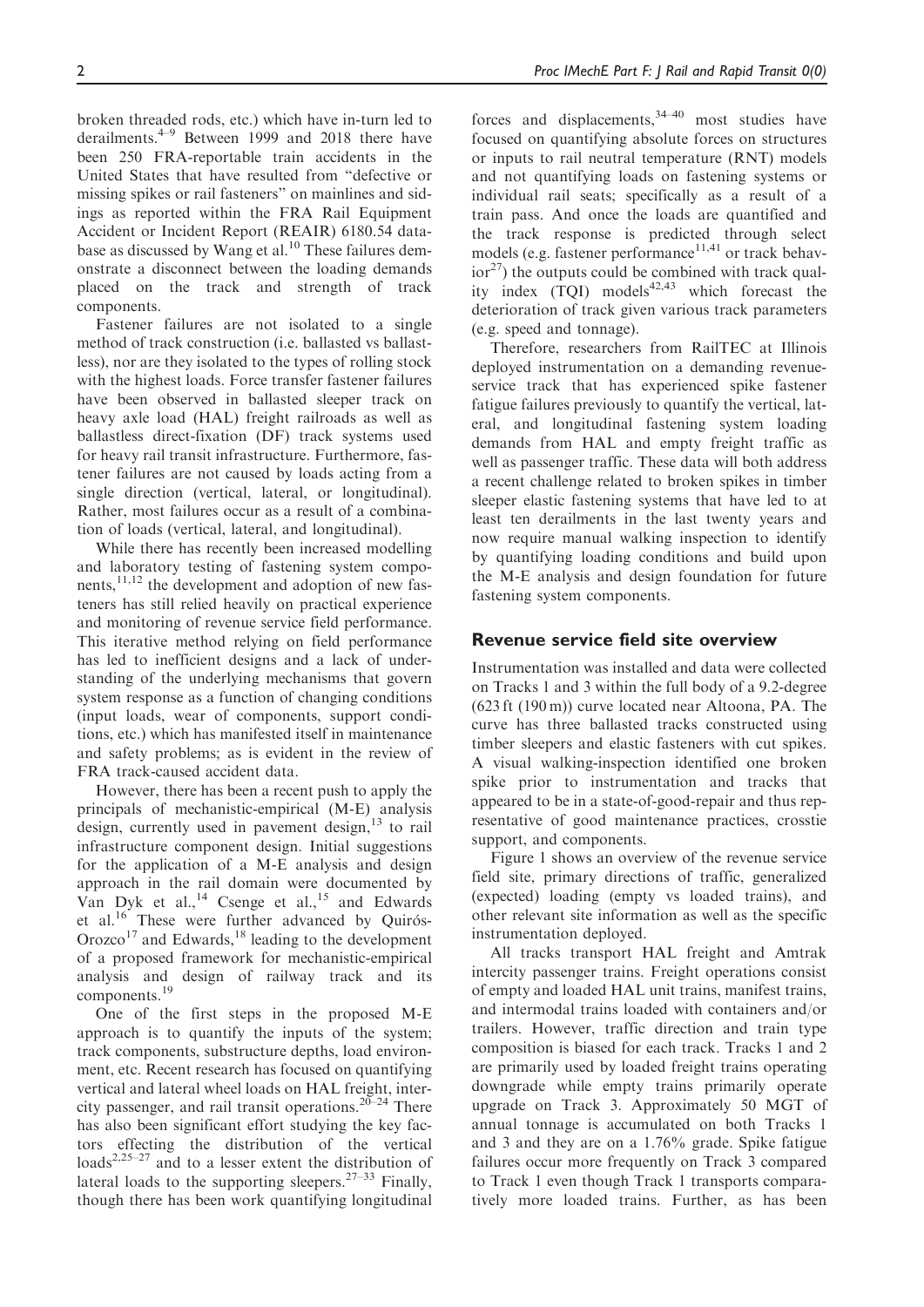broken threaded rods, etc.) which have in-turn led to derailments.[4–9] Between 1999 and 2018 there have been 250 FRA-reportable train accidents in the United States that have resulted from "defective or missing spikes or rail fasteners" on mainlines and sidings as reported within the FRA Rail Equipment Accident or Incident Report (REAIR) 6180.54 database as discussed by Wang et al.[10] These failures demonstrate a disconnect between the loading demands placed on the track and strength of track components.

Fastener failures are not isolated to a single method of track construction (i.e. ballasted vs ballastless), nor are they isolated to the types of rolling stock with the highest loads. Force transfer fastener failures have been observed in ballasted sleeper track on heavy axle load (HAL) freight railroads as well as ballastless direct-fixation (DF) track systems used for heavy rail transit infrastructure. Furthermore, fastener failures are not caused by loads acting from a single direction (vertical, lateral, or longitudinal). Rather, most failures occur as a result of a combination of loads (vertical, lateral, and longitudinal).

While there has recently been increased modelling and laboratory testing of fastening system components,[11,12] the development and adoption of new fasteners has still relied heavily on practical experience and monitoring of revenue service field performance. This iterative method relying on field performance has led to inefficient designs and a lack of understanding of the underlying mechanisms that govern system response as a function of changing conditions (input loads, wear of components, support conditions, etc.) which has manifested itself in maintenance and safety problems; as is evident in the review of FRA track-caused accident data.

However, there has been a recent push to apply the principals of mechanistic-empirical (M-E) analysis design, currently used in pavement design,[13] to rail infrastructure component design. Initial suggestions for the application of a M-E analysis and design approach in the rail domain were documented by Van Dyk et al.,[14] Csenge et al.,[15] and Edwards et al.[16] These were further advanced by Quirós-Orozco[17] and Edwards,[18] leading to the development of a proposed framework for mechanistic-empirical analysis and design of railway track and its components.[19]

One of the first steps in the proposed M-E approach is to quantify the inputs of the system; track components, substructure depths, load environment, etc. Recent research has focused on quantifying vertical and lateral wheel loads on HAL freight, intercity passenger, and rail transit operations.[20–24] There has also been significant effort studying the key factors effecting the distribution of the vertical loads[2,25–27] and to a lesser extent the distribution of lateral loads to the supporting sleepers.[27–33] Finally, though there has been work quantifying longitudinal forces and displacements,[34–40] most studies have focused on quantifying absolute forces on structures or inputs to rail neutral temperature (RNT) models and not quantifying loads on fastening systems or individual rail seats; specifically as a result of a train pass. And once the loads are quantified and the track response is predicted through select models (e.g. fastener performance[11,41] or track behavior[27]) the outputs could be combined with track quality index (TQI) models[42,43] which forecast the deterioration of track given various track parameters (e.g. speed and tonnage).

Therefore, researchers from RailTEC at Illinois deployed instrumentation on a demanding revenue-service track that has experienced spike fastener fatigue failures previously to quantify the vertical, lateral, and longitudinal fastening system loading demands from HAL and empty freight traffic as well as passenger traffic. These data will both address a recent challenge related to broken spikes in timber sleeper elastic fastening systems that have led to at least ten derailments in the last twenty years and now require manual walking inspection to identify by quantifying loading conditions and build upon the M-E analysis and design foundation for future fastening system components.

## Revenue service field site overview

Instrumentation was installed and data were collected on Tracks 1 and 3 within the full body of a 9.2-degree (623 ft (190 m)) curve located near Altoona, PA. The curve has three ballasted tracks constructed using timber sleepers and elastic fasteners with cut spikes. A visual walking-inspection identified one broken spike prior to instrumentation and tracks that appeared to be in a state-of-good-repair and thus representative of good maintenance practices, crosstie support, and components.

Figure 1 shows an overview of the revenue service field site, primary directions of traffic, generalized (expected) loading (empty vs loaded trains), and other relevant site information as well as the specific instrumentation deployed.

All tracks transport HAL freight and Amtrak intercity passenger trains. Freight operations consist of empty and loaded HAL unit trains, manifest trains, and intermodal trains loaded with containers and/or trailers. However, traffic direction and train type composition is biased for each track. Tracks 1 and 2 are primarily used by loaded freight trains operating downgrade while empty trains primarily operate upgrade on Track 3. Approximately 50 MGT of annual tonnage is accumulated on both Tracks 1 and 3 and they are on a 1.76% grade. Spike fatigue failures occur more frequently on Track 3 compared to Track 1 even though Track 1 transports comparatively more loaded trains. Further, as has been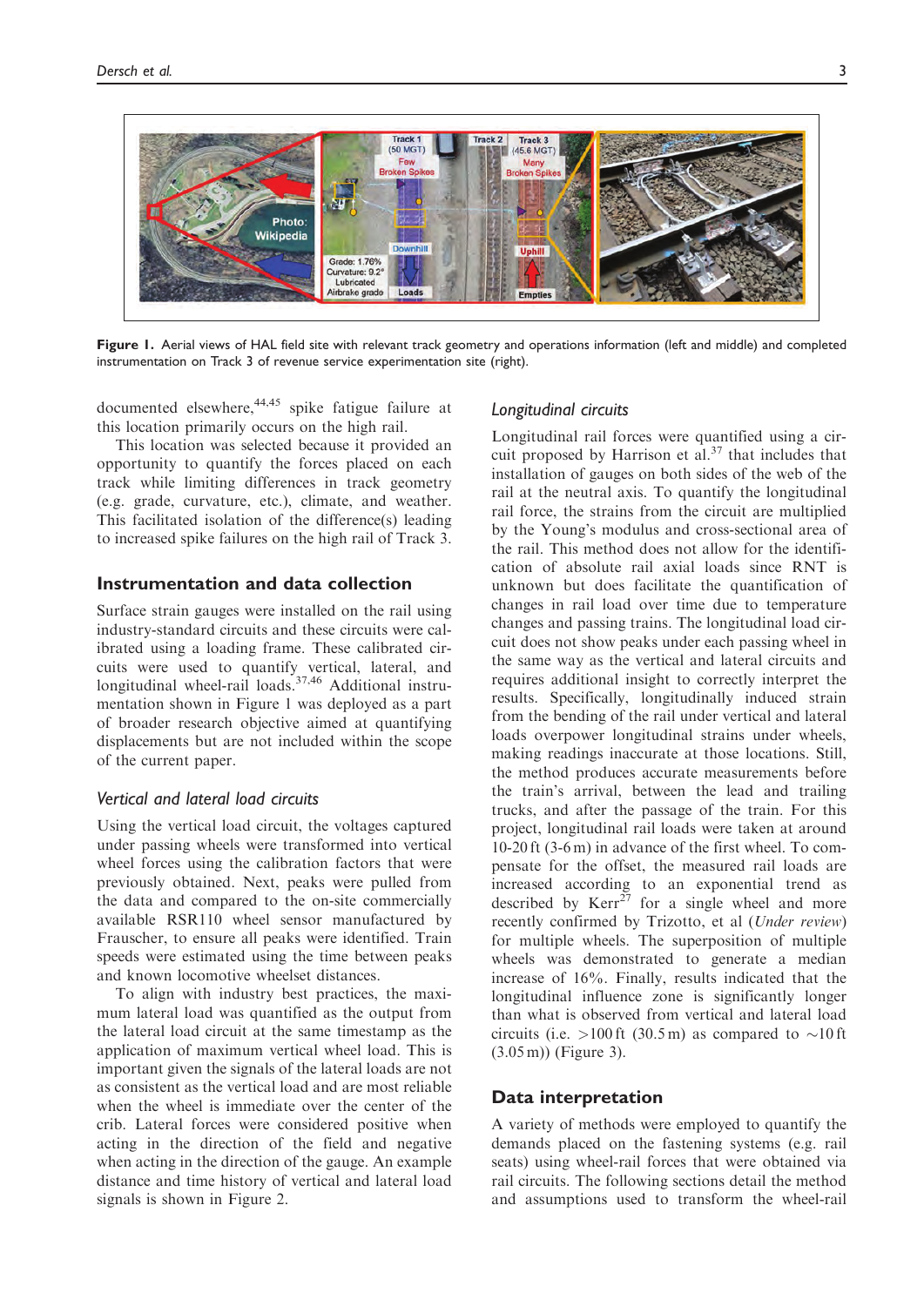Figure 1. Aerial views of HAL field site with relevant track geometry and operations information (left and middle) and completed instrumentation on Track 3 of revenue service experimentation site (right).

documented elsewhere,[44,45] spike fatigue failure at this location primarily occurs on the high rail.

This location was selected because it provided an opportunity to quantify the forces placed on each track while limiting differences in track geometry (e.g. grade, curvature, etc.), climate, and weather. This facilitated isolation of the difference(s) leading to increased spike failures on the high rail of Track 3.

## Instrumentation and data collection

Surface strain gauges were installed on the rail using industry-standard circuits and these circuits were calibrated using a loading frame. These calibrated circuits were used to quantify vertical, lateral, and longitudinal wheel-rail loads.[37,46] Additional instrumentation shown in Figure 1 was deployed as a part of broader research objective aimed at quantifying displacements but are not included within the scope of the current paper.

### Vertical and lateral load circuits

Using the vertical load circuit, the voltages captured under passing wheels were transformed into vertical wheel forces using the calibration factors that were previously obtained. Next, peaks were pulled from the data and compared to the on-site commercially available RSR110 wheel sensor manufactured by Frauscher, to ensure all peaks were identified. Train speeds were estimated using the time between peaks and known locomotive wheelset distances.

To align with industry best practices, the maximum lateral load was quantified as the output from the lateral load circuit at the same timestamp as the application of maximum vertical wheel load. This is important given the signals of the lateral loads are not as consistent as the vertical load and are most reliable when the wheel is immediate over the center of the crib. Lateral forces were considered positive when acting in the direction of the field and negative when acting in the direction of the gauge. An example distance and time history of vertical and lateral load signals is shown in Figure 2.

### Longitudinal circuits

Longitudinal rail forces were quantified using a circuit proposed by Harrison et al.[37] that includes that installation of gauges on both sides of the web of the rail at the neutral axis. To quantify the longitudinal rail force, the strains from the circuit are multiplied by the Young's modulus and cross-sectional area of the rail. This method does not allow for the identification of absolute rail axial loads since RNT is unknown but does facilitate the quantification of changes in rail load over time due to temperature changes and passing trains. The longitudinal load circuit does not show peaks under each passing wheel in the same way as the vertical and lateral circuits and requires additional insight to correctly interpret the results. Specifically, longitudinally induced strain from the bending of the rail under vertical and lateral loads overpower longitudinal strains under wheels, making readings inaccurate at those locations. Still, the method produces accurate measurements before the train's arrival, between the lead and trailing trucks, and after the passage of the train. For this project, longitudinal rail loads were taken at around 10-20 ft (3-6 m) in advance of the first wheel. To compensate for the offset, the measured rail loads are increased according to an exponential trend as described by Kerr[27] for a single wheel and more recently confirmed by Trizotto, et al (*Under review*) for multiple wheels. The superposition of multiple wheels was demonstrated to generate a median increase of 16%. Finally, results indicated that the longitudinal influence zone is significantly longer than what is observed from vertical and lateral load circuits (i.e. >100 ft (30.5 m) as compared to ~10 ft (3.05 m)) (Figure 3).

## Data interpretation

A variety of methods were employed to quantify the demands placed on the fastening systems (e.g. rail seats) using wheel-rail forces that were obtained via rail circuits. The following sections detail the method and assumptions used to transform the wheel-rail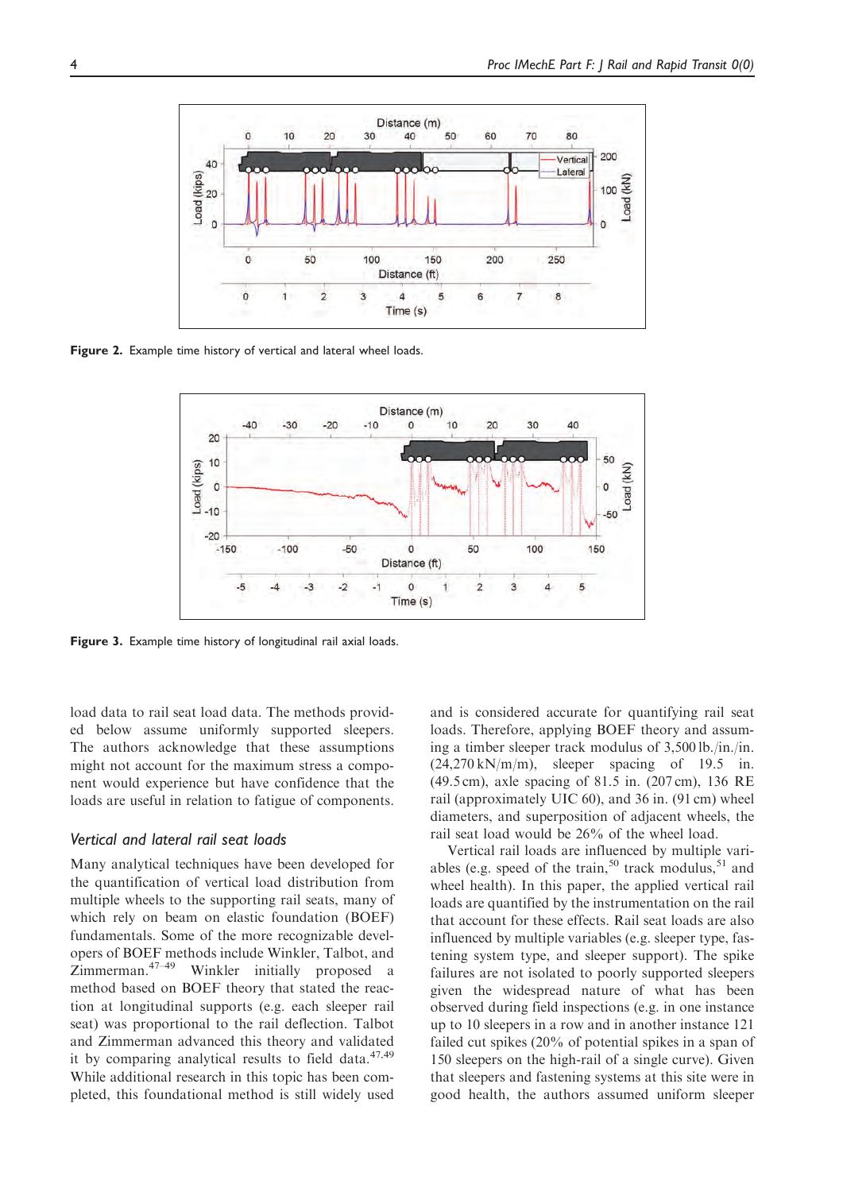Figure 2. Example time history of vertical and lateral wheel loads.

Figure 3. Example time history of longitudinal rail axial loads.

load data to rail seat load data. The methods provided below assume uniformly supported sleepers. The authors acknowledge that these assumptions might not account for the maximum stress a component would experience but have confidence that the loads are useful in relation to fatigue of components.

## Vertical and lateral rail seat loads

Many analytical techniques have been developed for the quantification of vertical load distribution from multiple wheels to the supporting rail seats, many of which rely on beam on elastic foundation (BOEF) fundamentals. Some of the more recognizable developers of BOEF methods include Winkler, Talbot, and Zimmerman.[47–49] Winkler initially proposed a method based on BOEF theory that stated the reaction at longitudinal supports (e.g. each sleeper rail seat) was proportional to the rail deflection. Talbot and Zimmerman advanced this theory and validated it by comparing analytical results to field data.[47,49] While additional research in this topic has been completed, this foundational method is still widely used and is considered accurate for quantifying rail seat loads. Therefore, applying BOEF theory and assuming a timber sleeper track modulus of 3,500 lb./in./in. (24,270 kN/m/m), sleeper spacing of 19.5 in. (49.5 cm), axle spacing of 81.5 in. (207 cm), 136 RE rail (approximately UIC 60), and 36 in. (91 cm) wheel diameters, and superposition of adjacent wheels, the rail seat load would be 26% of the wheel load.

Vertical rail loads are influenced by multiple variables (e.g. speed of the train,[50] track modulus,[51] and wheel health). In this paper, the applied vertical rail loads are quantified by the instrumentation on the rail that account for these effects. Rail seat loads are also influenced by multiple variables (e.g. sleeper type, fastening system type, and sleeper support). The spike failures are not isolated to poorly supported sleepers given the widespread nature of what has been observed during field inspections (e.g. in one instance up to 10 sleepers in a row and in another instance 121 failed cut spikes (20% of potential spikes in a span of 150 sleepers on the high-rail of a single curve). Given that sleepers and fastening systems at this site were in good health, the authors assumed uniform sleeper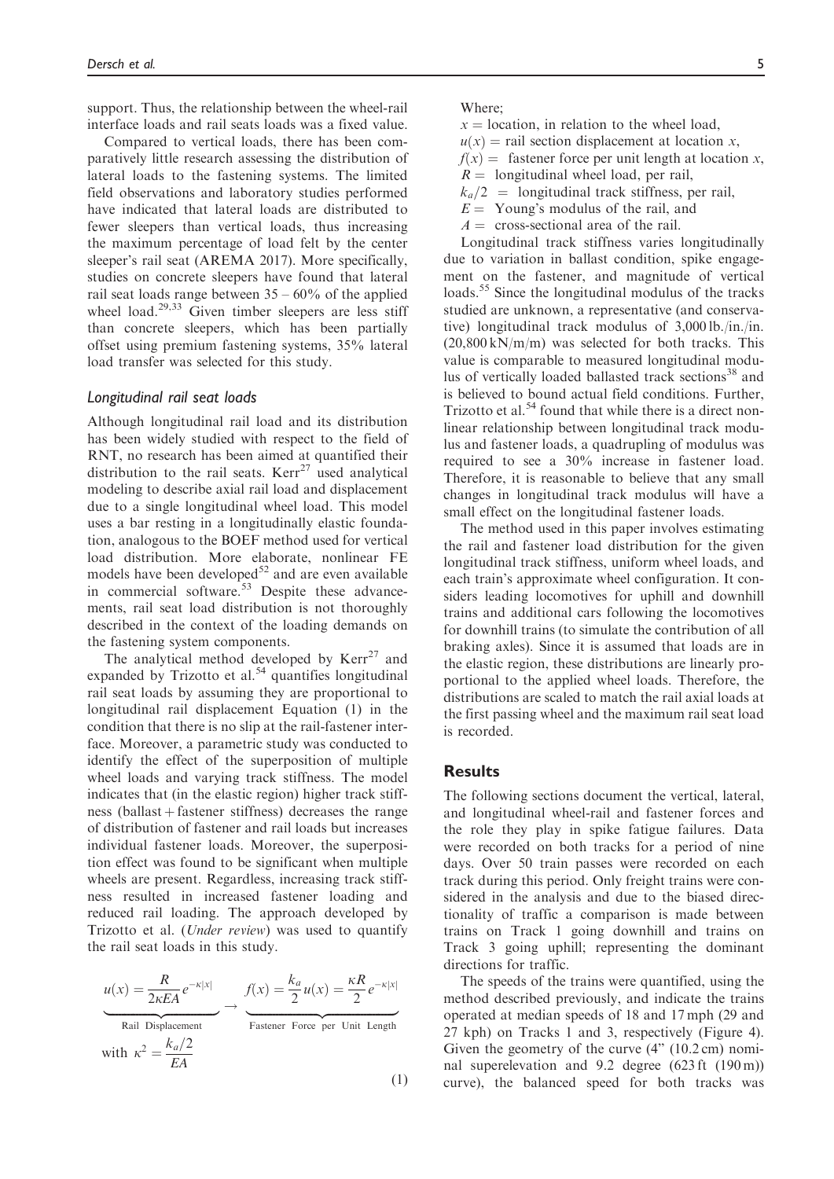support. Thus, the relationship between the wheel-rail interface loads and rail seats loads was a fixed value.

Compared to vertical loads, there has been comparatively little research assessing the distribution of lateral loads to the fastening systems. The limited field observations and laboratory studies performed have indicated that lateral loads are distributed to fewer sleepers than vertical loads, thus increasing the maximum percentage of load felt by the center sleeper's rail seat (AREMA 2017). More specifically, studies on concrete sleepers have found that lateral rail seat loads range between 35 – 60% of the applied wheel load.[29,33] Given timber sleepers are less stiff than concrete sleepers, which has been partially offset using premium fastening systems, 35% lateral load transfer was selected for this study.

### Longitudinal rail seat loads

Although longitudinal rail load and its distribution has been widely studied with respect to the field of RNT, no research has been aimed at quantified their distribution to the rail seats. Kerr[27] used analytical modeling to describe axial rail load and displacement due to a single longitudinal wheel load. This model uses a bar resting in a longitudinally elastic foundation, analogous to the BOEF method used for vertical load distribution. More elaborate, nonlinear FE models have been developed[52] and are even available in commercial software.[53] Despite these advancements, rail seat load distribution is not thoroughly described in the context of the loading demands on the fastening system components.

The analytical method developed by Kerr[27] and expanded by Trizotto et al.[54] quantifies longitudinal rail seat loads by assuming they are proportional to longitudinal rail displacement Equation (1) in the condition that there is no slip at the rail-fastener interface. Moreover, a parametric study was conducted to identify the effect of the superposition of multiple wheel loads and varying track stiffness. The model indicates that (in the elastic region) higher track stiffness (ballast + fastener stiffness) decreases the range of distribution of fastener and rail loads but increases individual fastener loads. Moreover, the superposition effect was found to be significant when multiple wheels are present. Regardless, increasing track stiffness resulted in increased fastener loading and reduced rail loading. The approach developed by Trizotto et al. (*Under review*) was used to quantify the rail seat loads in this study.

$$\underbrace{u(x) = \frac{R}{2\kappa EA} e^{-\kappa|x|}}_{\text{Rail Displacement}} \rightarrow \underbrace{f(x) = \frac{k_a}{2} u(x) = \frac{\kappa R}{2} e^{-\kappa|x|}}_{\text{Fastener Force per Unit Length}}$$

$$\text{with } \kappa^2 = \frac{k_a/2}{EA} \tag{1}$$

Where;

- $x$ = location, in relation to the wheel load,
- $u(x)$ = rail section displacement at location $x$,
- $f(x)$ = fastener force per unit length at location $x$,
- $R$ = longitudinal wheel load, per rail,
- $k_a/2$ = longitudinal track stiffness, per rail,
- $E$ = Young's modulus of the rail, and
- $A$ = cross-sectional area of the rail.

Longitudinal track stiffness varies longitudinally due to variation in ballast condition, spike engagement on the fastener, and magnitude of vertical loads.[55] Since the longitudinal modulus of the tracks studied are unknown, a representative (and conservative) longitudinal track modulus of 3,000 lb./in./in. (20,800 kN/m/m) was selected for both tracks. This value is comparable to measured longitudinal modulus of vertically loaded ballasted track sections[38] and is believed to bound actual field conditions. Further, Trizotto et al.[54] found that while there is a direct nonlinear relationship between longitudinal track modulus and fastener loads, a quadrupling of modulus was required to see a 30% increase in fastener load. Therefore, it is reasonable to believe that any small changes in longitudinal track modulus will have a small effect on the longitudinal fastener loads.

The method used in this paper involves estimating the rail and fastener load distribution for the given longitudinal track stiffness, uniform wheel loads, and each train's approximate wheel configuration. It considers leading locomotives for uphill and downhill trains and additional cars following the locomotives for downhill trains (to simulate the contribution of all braking axles). Since it is assumed that loads are in the elastic region, these distributions are linearly proportional to the applied wheel loads. Therefore, the distributions are scaled to match the rail axial loads at the first passing wheel and the maximum rail seat load is recorded.

## Results

The following sections document the vertical, lateral, and longitudinal wheel-rail and fastener forces and the role they play in spike fatigue failures. Data were recorded on both tracks for a period of nine days. Over 50 train passes were recorded on each track during this period. Only freight trains were considered in the analysis and due to the biased directionality of traffic a comparison is made between trains on Track 1 going downhill and trains on Track 3 going uphill; representing the dominant directions for traffic.

The speeds of the trains were quantified, using the method described previously, and indicate the trains operated at median speeds of 18 and 17 mph (29 and 27 kph) on Tracks 1 and 3, respectively (Figure 4). Given the geometry of the curve (4" (10.2 cm) nominal superelevation and 9.2 degree (623 ft (190 m)) curve), the balanced speed for both tracks was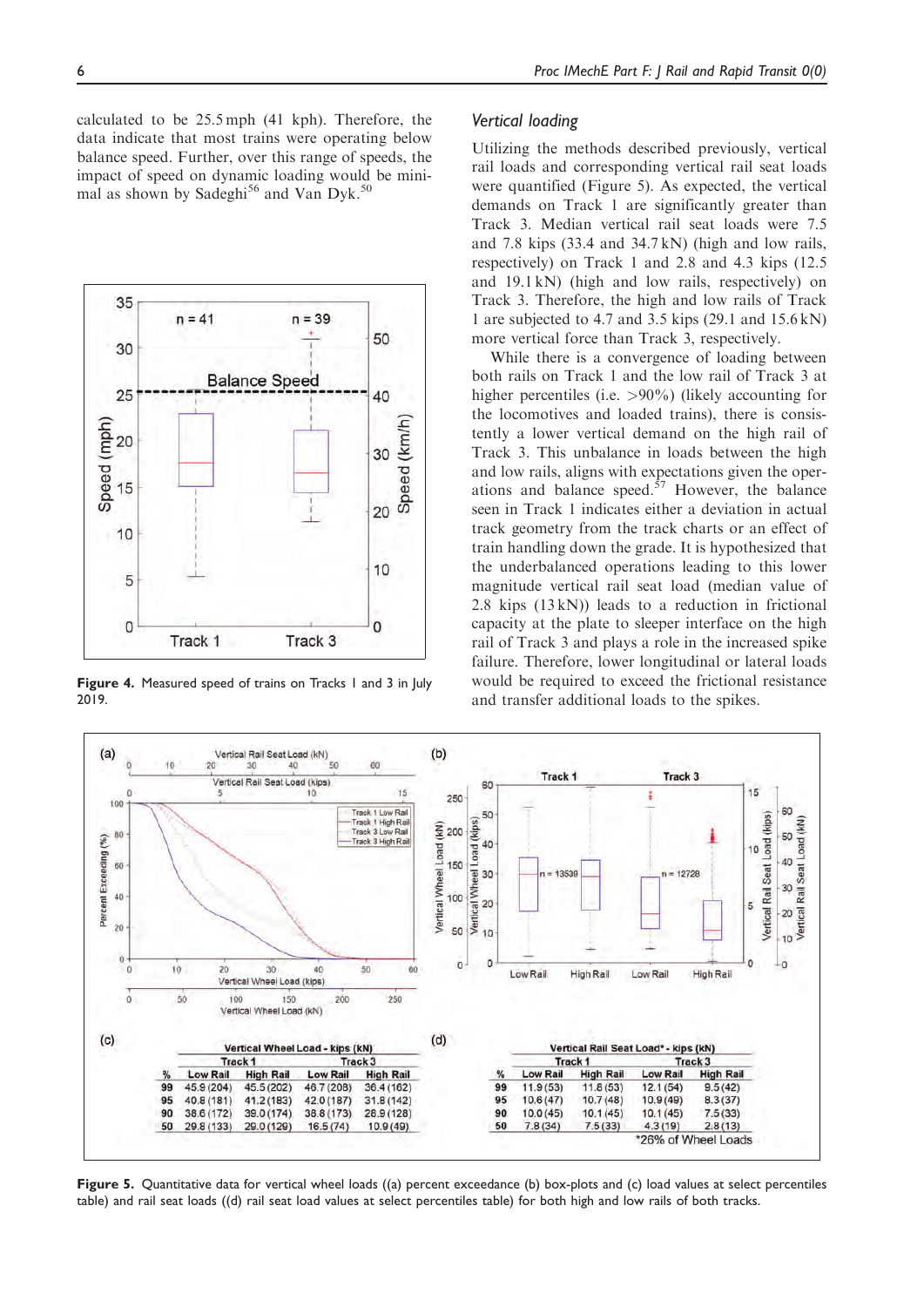calculated to be 25.5 mph (41 kph). Therefore, the data indicate that most trains were operating below balance speed. Further, over this range of speeds, the impact of speed on dynamic loading would be minimal as shown by Sadeghi[56] and Van Dyk.[50]

Figure 4. Measured speed of trains on Tracks 1 and 3 in July 2019.

## Vertical loading

Utilizing the methods described previously, vertical rail loads and corresponding vertical rail seat loads were quantified (Figure 5). As expected, the vertical demands on Track 1 are significantly greater than Track 3. Median vertical rail seat loads were 7.5 and 7.8 kips (33.4 and 34.7 kN) (high and low rails, respectively) on Track 1 and 2.8 and 4.3 kips (12.5 and 19.1 kN) (high and low rails, respectively) on Track 3. Therefore, the high and low rails of Track 1 are subjected to 4.7 and 3.5 kips (29.1 and 15.6 kN) more vertical force than Track 3, respectively.

While there is a convergence of loading between both rails on Track 1 and the low rail of Track 3 at higher percentiles (i.e. >90%) (likely accounting for the locomotives and loaded trains), there is consistently a lower vertical demand on the high rail of Track 3. This unbalance in loads between the high and low rails, aligns with expectations given the operations and balance speed.[57] However, the balance seen in Track 1 indicates either a deviation in actual track geometry from the track charts or an effect of train handling down the grade. It is hypothesized that the underbalanced operations leading to this lower magnitude vertical rail seat load (median value of 2.8 kips (13 kN)) leads to a reduction in frictional capacity at the plate to sleeper interface on the high rail of Track 3 and plays a role in the increased spike failure. Therefore, lower longitudinal or lateral loads would be required to exceed the frictional resistance and transfer additional loads to the spikes.

(c)

| | Vertical Wheel Load - kips (kN) | | | |
|---|---|---|---|---|
| | Track 1 | | Track 3 | |
| % | Low Rail | High Rail | Low Rail | High Rail |
| 99 | 45.9 (204) | 45.5 (202) | 46.7 (208) | 36.4 (162) |
| 95 | 40.8 (181) | 41.2 (183) | 42.0 (187) | 31.8 (142) |
| 90 | 38.6 (172) | 39.0 (174) | 38.8 (173) | 28.9 (128) |
| 50 | 29.8 (133) | 29.0 (129) | 16.5 (74) | 10.9 (49) |

(d)

| | Vertical Rail Seat Load* - kips (kN) | | | |
|---|---|---|---|---|
| | Track 1 | | Track 3 | |
| % | Low Rail | High Rail | Low Rail | High Rail |
| 99 | 11.9 (53) | 11.8 (53) | 12.1 (54) | 9.5 (42) |
| 95 | 10.6 (47) | 10.7 (48) | 10.9 (49) | 8.3 (37) |
| 90 | 10.0 (45) | 10.1 (45) | 10.1 (45) | 7.5 (33) |
| 50 | 7.8 (34) | 7.5 (33) | 4.3 (19) | 2.8 (13) |

*26% of Wheel Loads

Figure 5. Quantitative data for vertical wheel loads ((a) percent exceedance (b) box-plots and (c) load values at select percentiles table) and rail seat loads ((d) rail seat load values at select percentiles table) for both high and low rails of both tracks.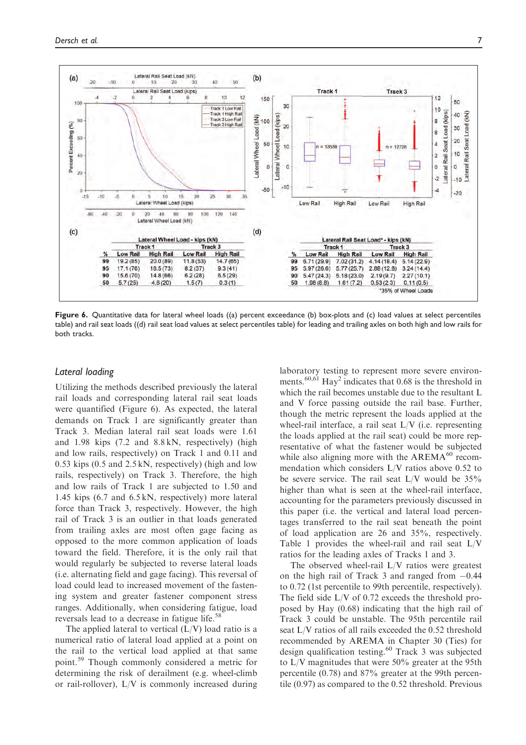(c)

| | Lateral Wheel Load - kips (kN) | | | |
|---|---|---|---|---|
| | Track 1 | | Track 3 | |
| % | Low Rail | High Rail | Low Rail | High Rail |
| 99 | 19.2 (85) | 20.0 (89) | 11.8 (53) | 14.7 (65) |
| 95 | 17.1 (76) | 16.5 (73) | 8.2 (37) | 9.3 (41) |
| 90 | 15.6 (70) | 14.8 (66) | 6.2 (28) | 6.5 (29) |
| 50 | 5.7 (25) | 4.6 (20) | 1.5 (7) | 0.3 (1) |

(d)

| | Lateral Rail Seat Load* - kips (kN) | | | |
|---|---|---|---|---|
| | Track 1 | | Track 3 | |
| % | Low Rail | High Rail | Low Rail | High Rail |
| 99 | 6.71 (29.9) | 7.02 (31.2) | 4.14 (18.4) | 5.14 (22.9) |
| 95 | 5.97 (26.6) | 5.77 (25.7) | 2.88 (12.8) | 3.24 (14.4) |
| 90 | 5.47 (24.3) | 5.18 (23.0) | 2.19 (9.7) | 2.27 (10.1) |
| 50 | 1.98 (8.8) | 1.61 (7.2) | 0.53 (2.3) | 0.11 (0.5) |

*35% of Wheel Loads

**Figure 6.** Quantitative data for lateral wheel loads ((a) percent exceedance (b) box-plots and (c) load values at select percentiles table) and rail seat loads ((d) rail seat load values at select percentiles table) for leading and trailing axles on both high and low rails for both tracks.

## Lateral loading

Utilizing the methods described previously the lateral rail loads and corresponding lateral rail seat loads were quantified (Figure 6). As expected, the lateral demands on Track 1 are significantly greater than Track 3. Median lateral rail seat loads were 1.61 and 1.98 kips (7.2 and 8.8 kN, respectively) (high and low rails, respectively) on Track 1 and 0.11 and 0.53 kips (0.5 and 2.5 kN, respectively) (high and low rails, respectively) on Track 3. Therefore, the high and low rails of Track 1 are subjected to 1.50 and 1.45 kips (6.7 and 6.5 kN, respectively) more lateral force than Track 3, respectively. However, the high rail of Track 3 is an outlier in that loads generated from trailing axles are most often gage facing as opposed to the more common application of loads toward the field. Therefore, it is the only rail that would regularly be subjected to reverse lateral loads (i.e. alternating field and gage facing). This reversal of load could lead to increased movement of the fastening system and greater fastener component stress ranges. Additionally, when considering fatigue, load reversals lead to a decrease in fatigue life.[58]

The applied lateral to vertical (L/V) load ratio is a numerical ratio of lateral load applied at a point on the rail to the vertical load applied at that same point.[59] Though commonly considered a metric for determining the risk of derailment (e.g. wheel-climb or rail-rollover), L/V is commonly increased during laboratory testing to represent more severe environments.[60,61] Hay[2] indicates that 0.68 is the threshold in which the rail becomes unstable due to the resultant L and V force passing outside the rail base. Further, though the metric represent the loads applied at the wheel-rail interface, a rail seat L/V (i.e. representing the loads applied at the rail seat) could be more representative of what the fastener would be subjected while also aligning more with the AREMA[60] recommendation which considers L/V ratios above 0.52 to be severe service. The rail seat L/V would be 35% higher than what is seen at the wheel-rail interface, accounting for the parameters previously discussed in this paper (i.e. the vertical and lateral load percentages transferred to the rail seat beneath the point of load application are 26 and 35%, respectively. Table 1 provides the wheel-rail and rail seat L/V ratios for the leading axles of Tracks 1 and 3.

The observed wheel-rail L/V ratios were greatest on the high rail of Track 3 and ranged from −0.44 to 0.72 (1st percentile to 99th percentile, respectively). The field side L/V of 0.72 exceeds the threshold proposed by Hay (0.68) indicating that the high rail of Track 3 could be unstable. The 95th percentile rail seat L/V ratios of all rails exceeded the 0.52 threshold recommended by AREMA in Chapter 30 (Ties) for design qualification testing.[60] Track 3 was subjected to L/V magnitudes that were 50% greater at the 95th percentile (0.78) and 87% greater at the 99th percentile (0.97) as compared to the 0.52 threshold. Previous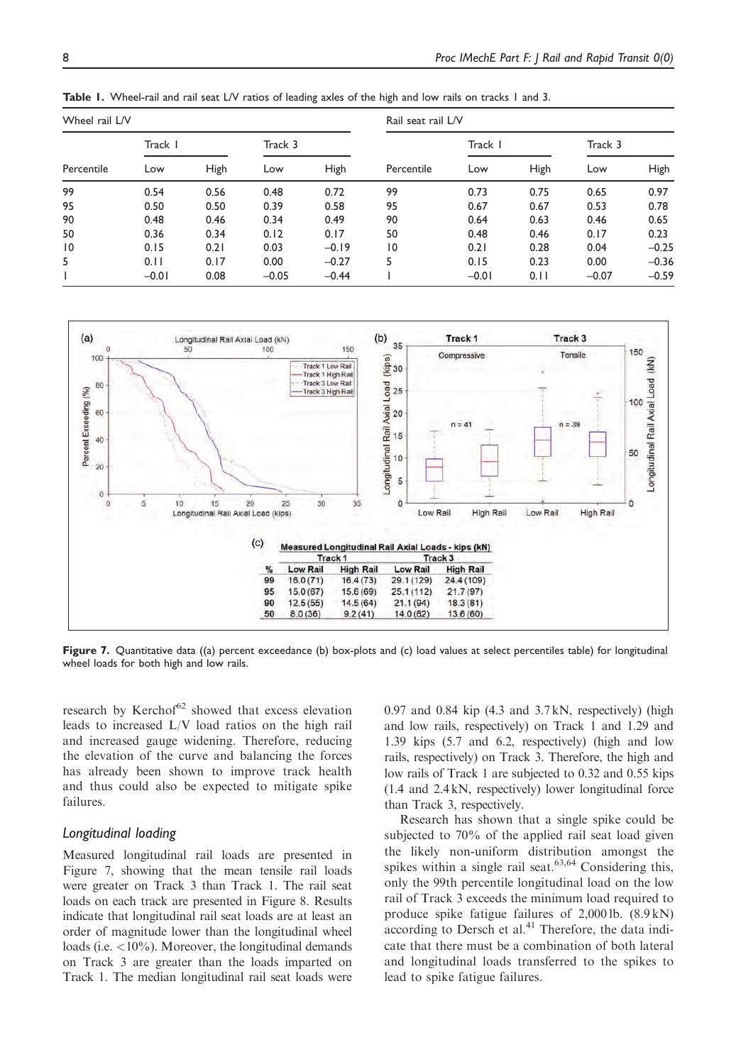**Table 1.** Wheel-rail and rail seat L/V ratios of leading axles of the high and low rails on tracks 1 and 3.

| Wheel rail L/V | | | | | Rail seat rail L/V | | | | |
|---|---|---|---|---|---|---|---|---|---|
| | Track 1 | | Track 3 | | | Track 1 | | Track 3 | |
| Percentile | Low | High | Low | High | Percentile | Low | High | Low | High |
| 99 | 0.54 | 0.56 | 0.48 | 0.72 | 99 | 0.73 | 0.75 | 0.65 | 0.97 |
| 95 | 0.50 | 0.50 | 0.39 | 0.58 | 95 | 0.67 | 0.67 | 0.53 | 0.78 |
| 90 | 0.48 | 0.46 | 0.34 | 0.49 | 90 | 0.64 | 0.63 | 0.46 | 0.65 |
| 50 | 0.36 | 0.34 | 0.12 | 0.17 | 50 | 0.48 | 0.46 | 0.17 | 0.23 |
| 10 | 0.15 | 0.21 | 0.03 | −0.19 | 10 | 0.21 | 0.28 | 0.04 | −0.25 |
| 5 | 0.11 | 0.17 | 0.00 | −0.27 | 5 | 0.15 | 0.23 | 0.00 | −0.36 |
| 1 | −0.01 | 0.08 | −0.05 | −0.44 | 1 | −0.01 | 0.11 | −0.07 | −0.59 |

(c) Measured Longitudinal Rail Axial Loads - kips (kN)

| | Track 1 | | Track 3 | |
|---|---|---|---|---|
| % | Low Rail | High Rail | Low Rail | High Rail |
| 99 | 16.0 (71) | 16.4 (73) | 29.1 (129) | 24.4 (109) |
| 95 | 15.0 (67) | 15.6 (69) | 25.1 (112) | 21.7 (97) |
| 90 | 12.5 (55) | 14.5 (64) | 21.1 (94) | 18.3 (81) |
| 50 | 8.0 (36) | 9.2 (41) | 14.0 (62) | 13.6 (60) |

**Figure 7.** Quantitative data ((a) percent exceedance (b) box-plots and (c) load values at select percentiles table) for longitudinal wheel loads for both high and low rails.

research by Kerchof[62] showed that excess elevation leads to increased L/V load ratios on the high rail and increased gauge widening. Therefore, reducing the elevation of the curve and balancing the forces has already been shown to improve track health and thus could also be expected to mitigate spike failures.

## Longitudinal loading

Measured longitudinal rail loads are presented in Figure 7, showing that the mean tensile rail loads were greater on Track 3 than Track 1. The rail seat loads on each track are presented in Figure 8. Results indicate that longitudinal rail seat loads are at least an order of magnitude lower than the longitudinal wheel loads (i.e. <10%). Moreover, the longitudinal demands on Track 3 are greater than the loads imparted on Track 1. The median longitudinal rail seat loads were 0.97 and 0.84 kip (4.3 and 3.7 kN, respectively) (high and low rails, respectively) on Track 1 and 1.29 and 1.39 kips (5.7 and 6.2, respectively) (high and low rails, respectively) on Track 3. Therefore, the high and low rails of Track 1 are subjected to 0.32 and 0.55 kips (1.4 and 2.4 kN, respectively) lower longitudinal force than Track 3, respectively.

Research has shown that a single spike could be subjected to 70% of the applied rail seat load given the likely non-uniform distribution amongst the spikes within a single rail seat.[63,64] Considering this, only the 99th percentile longitudinal load on the low rail of Track 3 exceeds the minimum load required to produce spike fatigue failures of 2,000 lb. (8.9 kN) according to Dersch et al.[41] Therefore, the data indicate that there must be a combination of both lateral and longitudinal loads transferred to the spikes to lead to spike fatigue failures.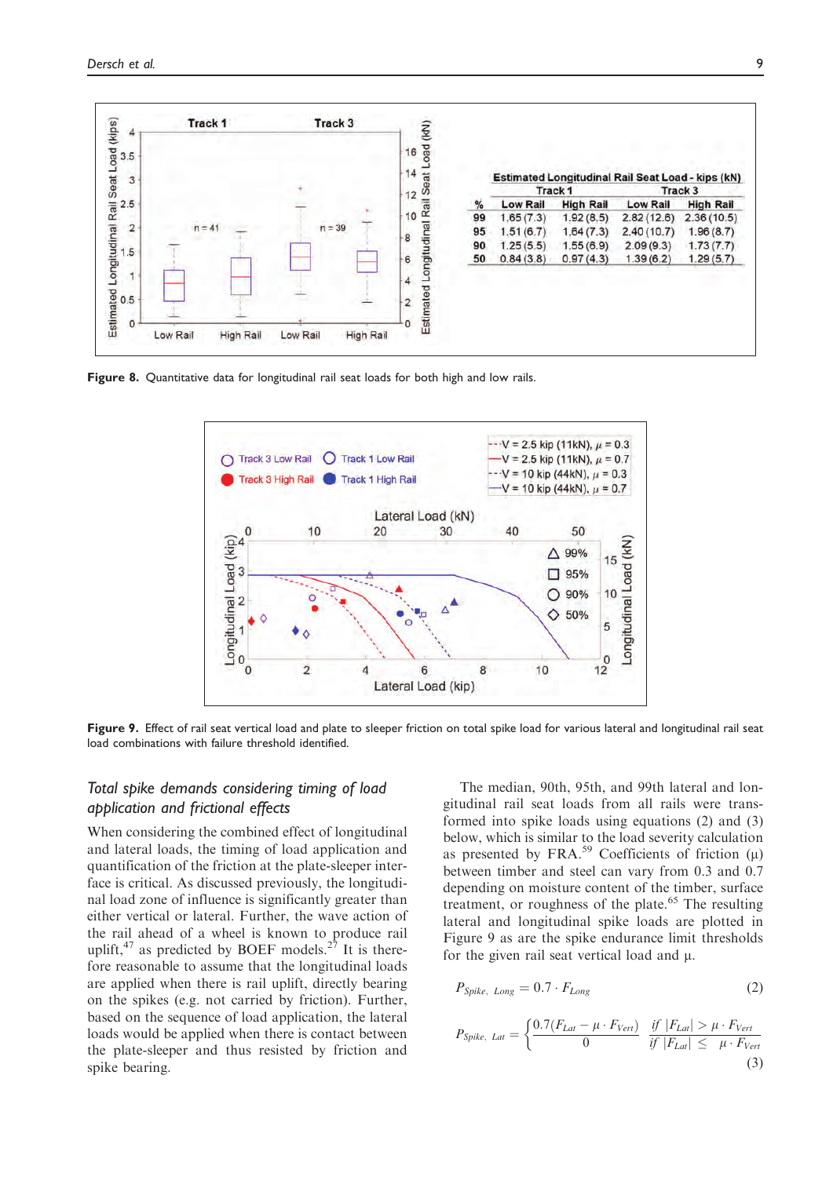| % | Track 1 Low Rail | Track 1 High Rail | Track 3 Low Rail | Track 3 High Rail |
|---|---|---|---|---|
| 99 | 1.65 (7.3) | 1.92 (8.5) | 2.82 (12.6) | 2.36 (10.5) |
| 95 | 1.51 (6.7) | 1.64 (7.3) | 2.40 (10.7) | 1.96 (8.7) |
| 90 | 1.25 (5.5) | 1.55 (6.9) | 2.09 (9.3) | 1.73 (7.7) |
| 50 | 0.84 (3.8) | 0.97 (4.3) | 1.39 (6.2) | 1.29 (5.7) |

Estimated Longitudinal Rail Seat Load - kips (kN)

**Figure 8.** Quantitative data for longitudinal rail seat loads for both high and low rails.

**Figure 9.** Effect of rail seat vertical load and plate to sleeper friction on total spike load for various lateral and longitudinal rail seat load combinations with failure threshold identified.

## *Total spike demands considering timing of load application and frictional effects*

When considering the combined effect of longitudinal and lateral loads, the timing of load application and quantification of the friction at the plate-sleeper interface is critical. As discussed previously, the longitudinal load zone of influence is significantly greater than either vertical or lateral. Further, the wave action of the rail ahead of a wheel is known to produce rail uplift,[47] as predicted by BOEF models.[27] It is therefore reasonable to assume that the longitudinal loads are applied when there is rail uplift, directly bearing on the spikes (e.g. not carried by friction). Further, based on the sequence of load application, the lateral loads would be applied when there is contact between the plate-sleeper and thus resisted by friction and spike bearing.

The median, 90th, 95th, and 99th lateral and longitudinal rail seat loads from all rails were transformed into spike loads using equations (2) and (3) below, which is similar to the load severity calculation as presented by FRA.[59] Coefficients of friction (μ) between timber and steel can vary from 0.3 and 0.7 depending on moisture content of the timber, surface treatment, or roughness of the plate.[65] The resulting lateral and longitudinal spike loads are plotted in Figure 9 as are the spike endurance limit thresholds for the given rail seat vertical load and μ.

$$P_{Spike,\ Long} = 0.7 \cdot F_{Long} \tag{2}$$

$$P_{Spike,\ Lat} = \begin{cases} 0.7(F_{Lat} - \mu \cdot F_{Vert}) & \text{if } |F_{Lat}| > \mu \cdot F_{Vert} \\ 0 & \text{if } |F_{Lat}| \leq \mu \cdot F_{Vert} \end{cases} \tag{3}$$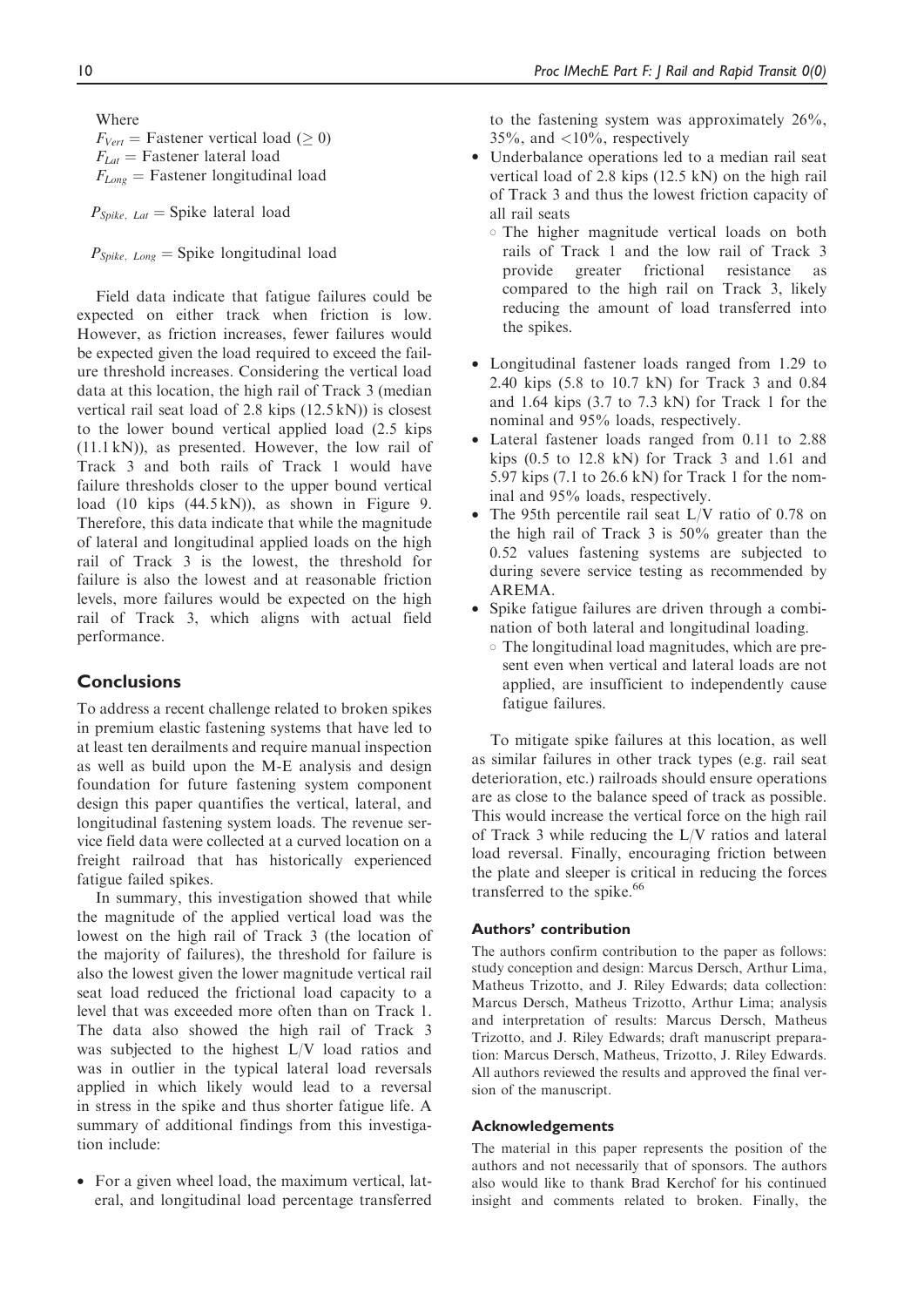Where
$F_{Vert}$ = Fastener vertical load ($\geq 0$)
$F_{Lat}$ = Fastener lateral load
$F_{Long}$ = Fastener longitudinal load

$P_{Spike,\ Lat}$ = Spike lateral load

$P_{Spike,\ Long}$ = Spike longitudinal load

Field data indicate that fatigue failures could be expected on either track when friction is low. However, as friction increases, fewer failures would be expected given the load required to exceed the failure threshold increases. Considering the vertical load data at this location, the high rail of Track 3 (median vertical rail seat load of 2.8 kips (12.5 kN)) is closest to the lower bound vertical applied load (2.5 kips (11.1 kN)), as presented. However, the low rail of Track 3 and both rails of Track 1 would have failure thresholds closer to the upper bound vertical load (10 kips (44.5 kN)), as shown in Figure 9. Therefore, this data indicate that while the magnitude of lateral and longitudinal applied loads on the high rail of Track 3 is the lowest, the threshold for failure is also the lowest and at reasonable friction levels, more failures would be expected on the high rail of Track 3, which aligns with actual field performance.

## Conclusions

To address a recent challenge related to broken spikes in premium elastic fastening systems that have led to at least ten derailments and require manual inspection as well as build upon the M-E analysis and design foundation for future fastening system component design this paper quantifies the vertical, lateral, and longitudinal fastening system loads. The revenue service field data were collected at a curved location on a freight railroad that has historically experienced fatigue failed spikes.

In summary, this investigation showed that while the magnitude of the applied vertical load was the lowest on the high rail of Track 3 (the location of the majority of failures), the threshold for failure is also the lowest given the lower magnitude vertical rail seat load reduced the frictional load capacity to a level that was exceeded more often than on Track 1. The data also showed the high rail of Track 3 was subjected to the highest L/V load ratios and was in outlier in the typical lateral load reversals applied in which likely would lead to a reversal in stress in the spike and thus shorter fatigue life. A summary of additional findings from this investigation include:

- For a given wheel load, the maximum vertical, lateral, and longitudinal load percentage transferred to the fastening system was approximately 26%, 35%, and <10%, respectively
- Underbalance operations led to a median rail seat vertical load of 2.8 kips (12.5 kN) on the high rail of Track 3 and thus the lowest friction capacity of all rail seats
  - The higher magnitude vertical loads on both rails of Track 1 and the low rail of Track 3 provide greater frictional resistance as compared to the high rail on Track 3, likely reducing the amount of load transferred into the spikes.
- Longitudinal fastener loads ranged from 1.29 to 2.40 kips (5.8 to 10.7 kN) for Track 3 and 0.84 and 1.64 kips (3.7 to 7.3 kN) for Track 1 for the nominal and 95% loads, respectively.
- Lateral fastener loads ranged from 0.11 to 2.88 kips (0.5 to 12.8 kN) for Track 3 and 1.61 and 5.97 kips (7.1 to 26.6 kN) for Track 1 for the nominal and 95% loads, respectively.
- The 95th percentile rail seat L/V ratio of 0.78 on the high rail of Track 3 is 50% greater than the 0.52 values fastening systems are subjected to during severe service testing as recommended by AREMA.
- Spike fatigue failures are driven through a combination of both lateral and longitudinal loading.
  - The longitudinal load magnitudes, which are present even when vertical and lateral loads are not applied, are insufficient to independently cause fatigue failures.

To mitigate spike failures at this location, as well as similar failures in other track types (e.g. rail seat deterioration, etc.) railroads should ensure operations are as close to the balance speed of track as possible. This would increase the vertical force on the high rail of Track 3 while reducing the L/V ratios and lateral load reversal. Finally, encouraging friction between the plate and sleeper is critical in reducing the forces transferred to the spike.[66]

### Authors' contribution

The authors confirm contribution to the paper as follows: study conception and design: Marcus Dersch, Arthur Lima, Matheus Trizotto, and J. Riley Edwards; data collection: Marcus Dersch, Matheus Trizotto, Arthur Lima; analysis and interpretation of results: Marcus Dersch, Matheus Trizotto, and J. Riley Edwards; draft manuscript preparation: Marcus Dersch, Matheus, Trizotto, J. Riley Edwards. All authors reviewed the results and approved the final version of the manuscript.

### Acknowledgements

The material in this paper represents the position of the authors and not necessarily that of sponsors. The authors also would like to thank Brad Kerchof for his continued insight and comments related to broken. Finally, the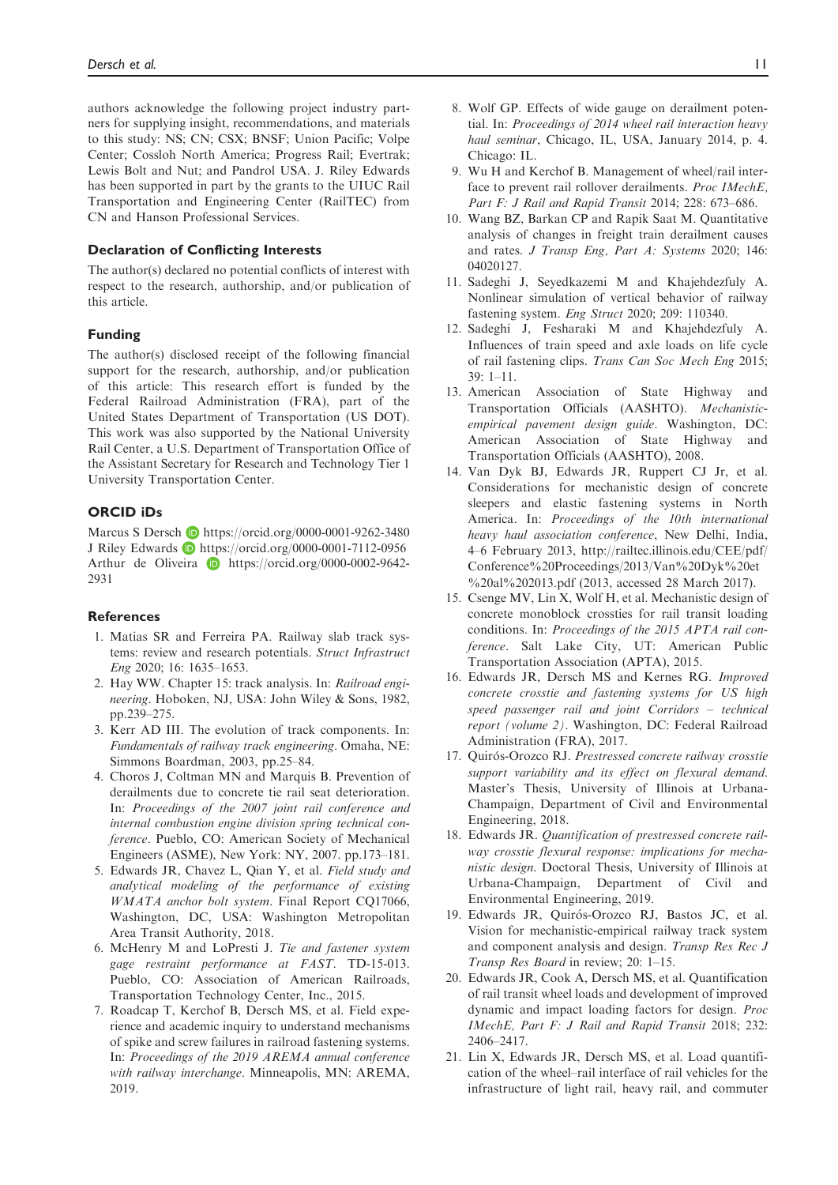authors acknowledge the following project industry partners for supplying insight, recommendations, and materials to this study: NS; CN; CSX; BNSF; Union Pacific; Volpe Center; Cossloh North America; Progress Rail; Evertrak; Lewis Bolt and Nut; and Pandrol USA. J. Riley Edwards has been supported in part by the grants to the UIUC Rail Transportation and Engineering Center (RailTEC) from CN and Hanson Professional Services.

## Declaration of Conflicting Interests

The author(s) declared no potential conflicts of interest with respect to the research, authorship, and/or publication of this article.

## Funding

The author(s) disclosed receipt of the following financial support for the research, authorship, and/or publication of this article: This research effort is funded by the Federal Railroad Administration (FRA), part of the United States Department of Transportation (US DOT). This work was also supported by the National University Rail Center, a U.S. Department of Transportation Office of the Assistant Secretary for Research and Technology Tier 1 University Transportation Center.

## ORCID iDs

Marcus S Dersch https://orcid.org/0000-0001-9262-3480
J Riley Edwards https://orcid.org/0000-0001-7112-0956
Arthur de Oliveira https://orcid.org/0000-0002-9642-2931

## References

1. Matias SR and Ferreira PA. Railway slab track systems: review and research potentials. *Struct Infrastruct Eng* 2020; 16: 1635–1653.
2. Hay WW. Chapter 15: track analysis. In: *Railroad engineering*. Hoboken, NJ, USA: John Wiley & Sons, 1982, pp.239–275.
3. Kerr AD III. The evolution of track components. In: *Fundamentals of railway track engineering*. Omaha, NE: Simmons Boardman, 2003, pp.25–84.
4. Choros J, Coltman MN and Marquis B. Prevention of derailments due to concrete tie rail seat deterioration. In: *Proceedings of the 2007 joint rail conference and internal combustion engine division spring technical conference*. Pueblo, CO: American Society of Mechanical Engineers (ASME), New York: NY, 2007. pp.173–181.
5. Edwards JR, Chavez L, Qian Y, et al. *Field study and analytical modeling of the performance of existing WMATA anchor bolt system*. Final Report CQ17066, Washington, DC, USA: Washington Metropolitan Area Transit Authority, 2018.
6. McHenry M and LoPresti J. *Tie and fastener system gage restraint performance at FAST*. TD-15-013. Pueblo, CO: Association of American Railroads, Transportation Technology Center, Inc., 2015.
7. Roadcap T, Kerchof B, Dersch MS, et al. Field experience and academic inquiry to understand mechanisms of spike and screw failures in railroad fastening systems. In: *Proceedings of the 2019 AREMA annual conference with railway interchange*. Minneapolis, MN: AREMA, 2019.
8. Wolf GP. Effects of wide gauge on derailment potential. In: *Proceedings of 2014 wheel rail interaction heavy haul seminar*, Chicago, IL, USA, January 2014, p. 4. Chicago: IL.
9. Wu H and Kerchof B. Management of wheel/rail interface to prevent rail rollover derailments. *Proc IMechE, Part F: J Rail and Rapid Transit* 2014; 228: 673–686.
10. Wang BZ, Barkan CP and Rapik Saat M. Quantitative analysis of changes in freight train derailment causes and rates. *J Transp Eng, Part A: Systems* 2020; 146: 04020127.
11. Sadeghi J, Seyedkazemi M and Khajehdezfuly A. Nonlinear simulation of vertical behavior of railway fastening system. *Eng Struct* 2020; 209: 110340.
12. Sadeghi J, Fesharaki M and Khajehdezfuly A. Influences of train speed and axle loads on life cycle of rail fastening clips. *Trans Can Soc Mech Eng* 2015; 39: 1–11.
13. American Association of State Highway and Transportation Officials (AASHTO). *Mechanistic-empirical pavement design guide*. Washington, DC: American Association of State Highway and Transportation Officials (AASHTO), 2008.
14. Van Dyk BJ, Edwards JR, Ruppert CJ Jr, et al. Considerations for mechanistic design of concrete sleepers and elastic fastening systems in North America. In: *Proceedings of the 10th international heavy haul association conference*, New Delhi, India, 4–6 February 2013, http://railtec.illinois.edu/CEE/pdf/Conference%20Proceedings/2013/Van%20Dyk%20et%20al%202013.pdf (2013, accessed 28 March 2017).
15. Csenge MV, Lin X, Wolf H, et al. Mechanistic design of concrete monoblock crossties for rail transit loading conditions. In: *Proceedings of the 2015 APTA rail conference*. Salt Lake City, UT: American Public Transportation Association (APTA), 2015.
16. Edwards JR, Dersch MS and Kernes RG. *Improved concrete crosstie and fastening systems for US high speed passenger rail and joint Corridors – technical report (volume 2)*. Washington, DC: Federal Railroad Administration (FRA), 2017.
17. Quirós-Orozco RJ. *Prestressed concrete railway crosstie support variability and its effect on flexural demand*. Master's Thesis, University of Illinois at Urbana-Champaign, Department of Civil and Environmental Engineering, 2018.
18. Edwards JR. *Quantification of prestressed concrete railway crosstie flexural response: implications for mechanistic design*. Doctoral Thesis, University of Illinois at Urbana-Champaign, Department of Civil and Environmental Engineering, 2019.
19. Edwards JR, Quirós-Orozco RJ, Bastos JC, et al. Vision for mechanistic-empirical railway track system and component analysis and design. *Transp Res Rec J Transp Res Board* in review; 20: 1–15.
20. Edwards JR, Cook A, Dersch MS, et al. Quantification of rail transit wheel loads and development of improved dynamic and impact loading factors for design. *Proc IMechE, Part F: J Rail and Rapid Transit* 2018; 232: 2406–2417.
21. Lin X, Edwards JR, Dersch MS, et al. Load quantification of the wheel–rail interface of rail vehicles for the infrastructure of light rail, heavy rail, and commuter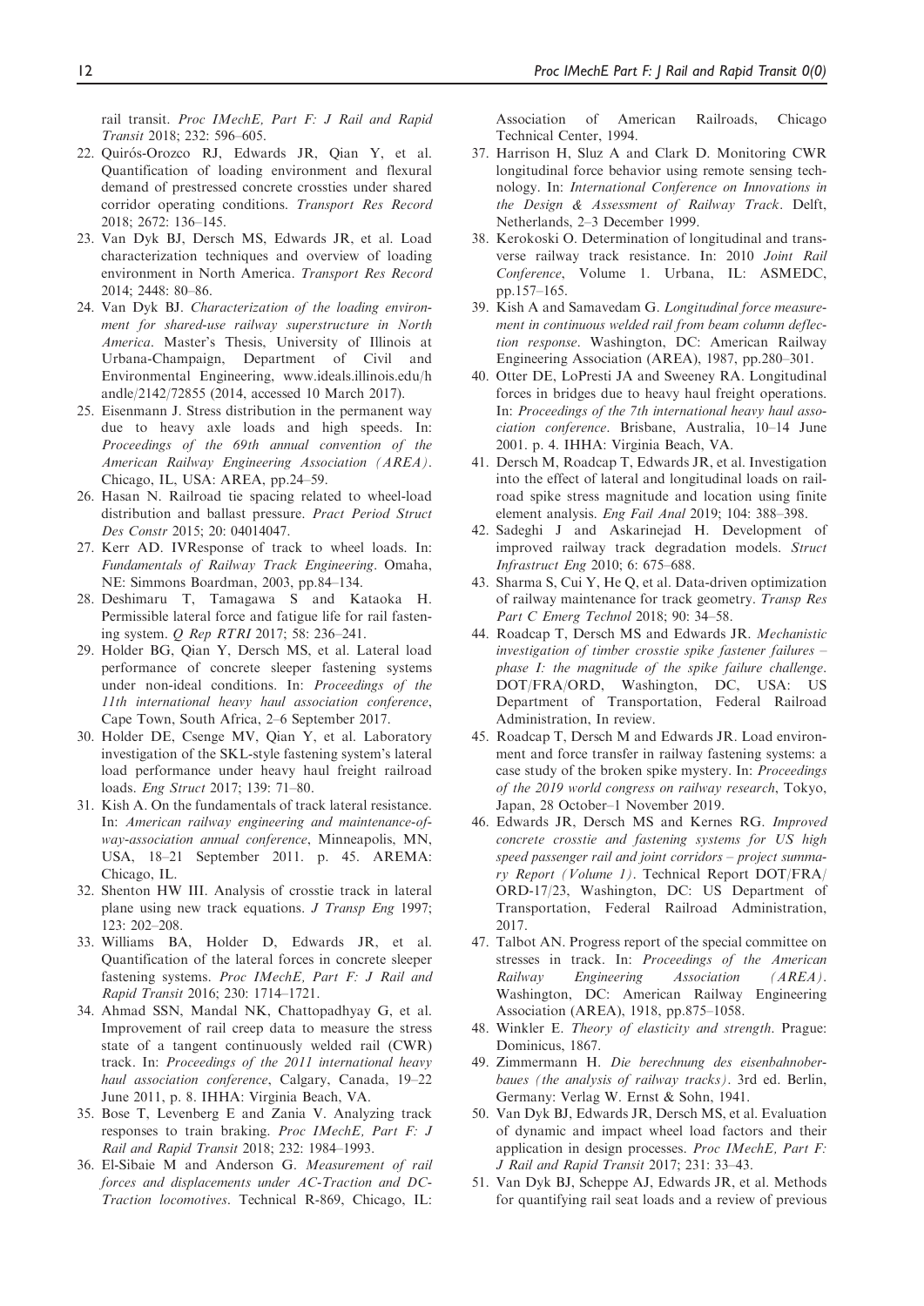rail transit. *Proc IMechE, Part F: J Rail and Rapid Transit* 2018; 232: 596–605.

22. Quirós-Orozco RJ, Edwards JR, Qian Y, et al. Quantification of loading environment and flexural demand of prestressed concrete crossties under shared corridor operating conditions. *Transport Res Record* 2018; 2672: 136–145.
23. Van Dyk BJ, Dersch MS, Edwards JR, et al. Load characterization techniques and overview of loading environment in North America. *Transport Res Record* 2014; 2448: 80–86.
24. Van Dyk BJ. *Characterization of the loading environment for shared-use railway superstructure in North America*. Master's Thesis, University of Illinois at Urbana-Champaign, Department of Civil and Environmental Engineering, www.ideals.illinois.edu/handle/2142/72855 (2014, accessed 10 March 2017).
25. Eisenmann J. Stress distribution in the permanent way due to heavy axle loads and high speeds. In: *Proceedings of the 69th annual convention of the American Railway Engineering Association (AREA)*. Chicago, IL, USA: AREA, pp.24–59.
26. Hasan N. Railroad tie spacing related to wheel-load distribution and ballast pressure. *Pract Period Struct Des Constr* 2015; 20: 04014047.
27. Kerr AD. IVResponse of track to wheel loads. In: *Fundamentals of Railway Track Engineering*. Omaha, NE: Simmons Boardman, 2003, pp.84–134.
28. Deshimaru T, Tamagawa S and Kataoka H. Permissible lateral force and fatigue life for rail fastening system. *Q Rep RTRI* 2017; 58: 236–241.
29. Holder BG, Qian Y, Dersch MS, et al. Lateral load performance of concrete sleeper fastening systems under non-ideal conditions. In: *Proceedings of the 11th international heavy haul association conference*, Cape Town, South Africa, 2–6 September 2017.
30. Holder DE, Csenge MV, Qian Y, et al. Laboratory investigation of the SKL-style fastening system's lateral load performance under heavy haul freight railroad loads. *Eng Struct* 2017; 139: 71–80.
31. Kish A. On the fundamentals of track lateral resistance. In: *American railway engineering and maintenance-of-way-association annual conference*, Minneapolis, MN, USA, 18–21 September 2011. p. 45. AREMA: Chicago, IL.
32. Shenton HW III. Analysis of crosstie track in lateral plane using new track equations. *J Transp Eng* 1997; 123: 202–208.
33. Williams BA, Holder D, Edwards JR, et al. Quantification of the lateral forces in concrete sleeper fastening systems. *Proc IMechE, Part F: J Rail and Rapid Transit* 2016; 230: 1714–1721.
34. Ahmad SSN, Mandal NK, Chattopadhyay G, et al. Improvement of rail creep data to measure the stress state of a tangent continuously welded rail (CWR) track. In: *Proceedings of the 2011 international heavy haul association conference*, Calgary, Canada, 19–22 June 2011, p. 8. IHHA: Virginia Beach, VA.
35. Bose T, Levenberg E and Zania V. Analyzing track responses to train braking. *Proc IMechE, Part F: J Rail and Rapid Transit* 2018; 232: 1984–1993.
36. El-Sibaie M and Anderson G. *Measurement of rail forces and displacements under AC-Traction and DC-Traction locomotives*. Technical R-869, Chicago, IL: Association of American Railroads, Chicago Technical Center, 1994.
37. Harrison H, Sluz A and Clark D. Monitoring CWR longitudinal force behavior using remote sensing technology. In: *International Conference on Innovations in the Design & Assessment of Railway Track*. Delft, Netherlands, 2–3 December 1999.
38. Kerokoski O. Determination of longitudinal and transverse railway track resistance. In: 2010 *Joint Rail Conference*, Volume 1. Urbana, IL: ASMEDC, pp.157–165.
39. Kish A and Samavedam G. *Longitudinal force measurement in continuous welded rail from beam column deflection response*. Washington, DC: American Railway Engineering Association (AREA), 1987, pp.280–301.
40. Otter DE, LoPresti JA and Sweeney RA. Longitudinal forces in bridges due to heavy haul freight operations. In: *Proceedings of the 7th international heavy haul association conference*. Brisbane, Australia, 10–14 June 2001. p. 4. IHHA: Virginia Beach, VA.
41. Dersch M, Roadcap T, Edwards JR, et al. Investigation into the effect of lateral and longitudinal loads on railroad spike stress magnitude and location using finite element analysis. *Eng Fail Anal* 2019; 104: 388–398.
42. Sadeghi J and Askarinejad H. Development of improved railway track degradation models. *Struct Infrastruct Eng* 2010; 6: 675–688.
43. Sharma S, Cui Y, He Q, et al. Data-driven optimization of railway maintenance for track geometry. *Transp Res Part C Emerg Technol* 2018; 90: 34–58.
44. Roadcap T, Dersch MS and Edwards JR. *Mechanistic investigation of timber crosstie spike fastener failures – phase I: the magnitude of the spike failure challenge*. DOT/FRA/ORD, Washington, DC, USA: US Department of Transportation, Federal Railroad Administration, In review.
45. Roadcap T, Dersch M and Edwards JR. Load environment and force transfer in railway fastening systems: a case study of the broken spike mystery. In: *Proceedings of the 2019 world congress on railway research*, Tokyo, Japan, 28 October–1 November 2019.
46. Edwards JR, Dersch MS and Kernes RG. *Improved concrete crosstie and fastening systems for US high speed passenger rail and joint corridors – project summary Report (Volume 1)*. Technical Report DOT/FRA/ORD-17/23, Washington, DC: US Department of Transportation, Federal Railroad Administration, 2017.
47. Talbot AN. Progress report of the special committee on stresses in track. In: *Proceedings of the American Railway Engineering Association (AREA)*. Washington, DC: American Railway Engineering Association (AREA), 1918, pp.875–1058.
48. Winkler E. *Theory of elasticity and strength*. Prague: Dominicus, 1867.
49. Zimmermann H. *Die berechnung des eisenbahnoberbaues (the analysis of railway tracks)*. 3rd ed. Berlin, Germany: Verlag W. Ernst & Sohn, 1941.
50. Van Dyk BJ, Edwards JR, Dersch MS, et al. Evaluation of dynamic and impact wheel load factors and their application in design processes. *Proc IMechE, Part F: J Rail and Rapid Transit* 2017; 231: 33–43.
51. Van Dyk BJ, Scheppe AJ, Edwards JR, et al. Methods for quantifying rail seat loads and a review of previous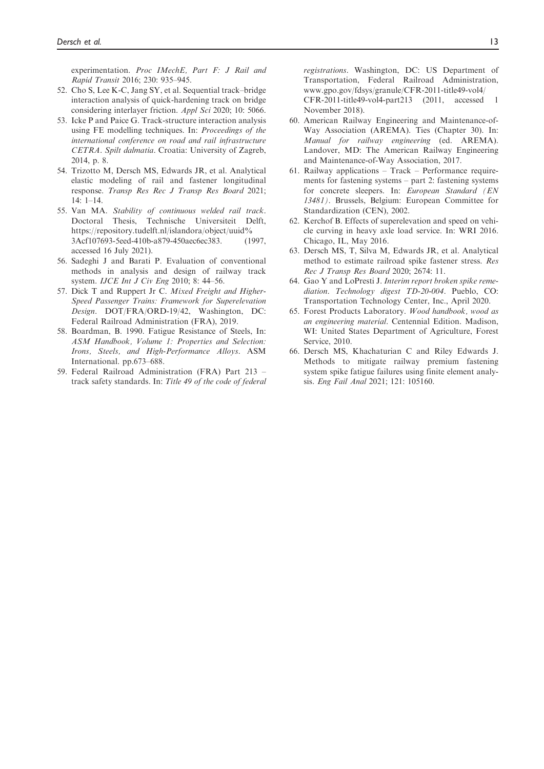experimentation. *Proc IMechE, Part F: J Rail and Rapid Transit* 2016; 230: 935–945.

52. Cho S, Lee K-C, Jang SY, et al. Sequential track–bridge interaction analysis of quick-hardening track on bridge considering interlayer friction. *Appl Sci* 2020; 10: 5066.
53. Icke P and Paice G. Track-structure interaction analysis using FE modelling techniques. In: *Proceedings of the international conference on road and rail infrastructure CETRA*. Spilt dalmatia. Croatia: University of Zagreb, 2014, p. 8.
54. Trizotto M, Dersch MS, Edwards JR, et al. Analytical elastic modeling of rail and fastener longitudinal response. *Transp Res Rec J Transp Res Board* 2021; 14: 1–14.
55. Van MA. *Stability of continuous welded rail track*. Doctoral Thesis, Technische Universiteit Delft, https://repository.tudelft.nl/islandora/object/uuid%3Acf107693-5eed-410b-a879-450aec6ec383. (1997, accessed 16 July 2021).
56. Sadeghi J and Barati P. Evaluation of conventional methods in analysis and design of railway track system. *IJCE Int J Civ Eng* 2010; 8: 44–56.
57. Dick T and Ruppert Jr C. *Mixed Freight and Higher-Speed Passenger Trains: Framework for Superelevation Design*. DOT/FRA/ORD-19/42, Washington, DC: Federal Railroad Administration (FRA), 2019.
58. Boardman, B. 1990. Fatigue Resistance of Steels, In: *ASM Handbook, Volume 1: Properties and Selection: Irons, Steels, and High-Performance Alloys*. ASM International. pp.673–688.
59. Federal Railroad Administration (FRA) Part 213 – track safety standards. In: *Title 49 of the code of federal registrations*. Washington, DC: US Department of Transportation, Federal Railroad Administration, www.gpo.gov/fdsys/granule/CFR-2011-title49-vol4/CFR-2011-title49-vol4-part213 (2011, accessed 1 November 2018).
60. American Railway Engineering and Maintenance-of-Way Association (AREMA). Ties (Chapter 30). In: *Manual for railway engineering* (ed. AREMA). Landover, MD: The American Railway Engineering and Maintenance-of-Way Association, 2017.
61. Railway applications – Track – Performance requirements for fastening systems – part 2: fastening systems for concrete sleepers. In: *European Standard (EN 13481)*. Brussels, Belgium: European Committee for Standardization (CEN), 2002.
62. Kerchof B. Effects of superelevation and speed on vehicle curving in heavy axle load service. In: WRI 2016. Chicago, IL, May 2016.
63. Dersch MS, T, Silva M, Edwards JR, et al. Analytical method to estimate railroad spike fastener stress. *Res Rec J Transp Res Board* 2020; 2674: 11.
64. Gao Y and LoPresti J. *Interim report broken spike remediation. Technology digest TD-20-004*. Pueblo, CO: Transportation Technology Center, Inc., April 2020.
65. Forest Products Laboratory. *Wood handbook, wood as an engineering material*. Centennial Edition. Madison, WI: United States Department of Agriculture, Forest Service, 2010.
66. Dersch MS, Khachaturian C and Riley Edwards J. Methods to mitigate railway premium fastening system spike fatigue failures using finite element analysis. *Eng Fail Anal* 2021; 121: 105160.